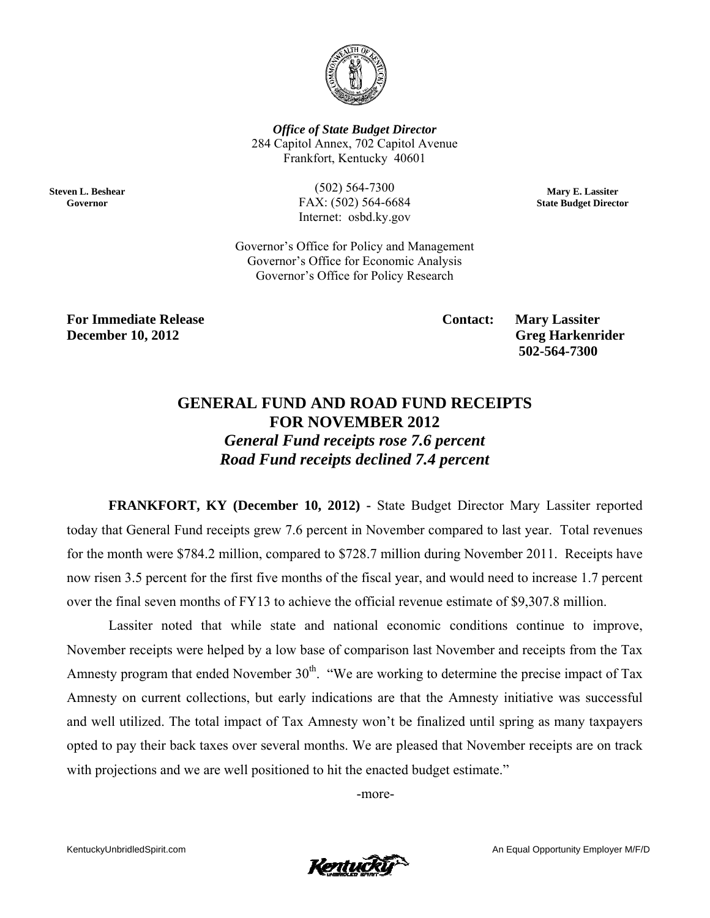***Office of State Budget Director***
284 Capitol Annex, 702 Capitol Avenue
Frankfort, Kentucky 40601

**Steven L. Beshear**
**Governor**

(502) 564-7300
FAX: (502) 564-6684
Internet: osbd.ky.gov

**Mary E. Lassiter**
**State Budget Director**

Governor's Office for Policy and Management
Governor's Office for Economic Analysis
Governor's Office for Policy Research

**For Immediate Release**
**December 10, 2012**

**Contact: Mary Lassiter**
**Greg Harkenrider**
**502-564-7300**

# GENERAL FUND AND ROAD FUND RECEIPTS FOR NOVEMBER 2012

### *General Fund receipts rose 7.6 percent*
### *Road Fund receipts declined 7.4 percent*

**FRANKFORT, KY (December 10, 2012) -** State Budget Director Mary Lassiter reported today that General Fund receipts grew 7.6 percent in November compared to last year. Total revenues for the month were $784.2 million, compared to $728.7 million during November 2011. Receipts have now risen 3.5 percent for the first five months of the fiscal year, and would need to increase 1.7 percent over the final seven months of FY13 to achieve the official revenue estimate of $9,307.8 million.

Lassiter noted that while state and national economic conditions continue to improve, November receipts were helped by a low base of comparison last November and receipts from the Tax Amnesty program that ended November 30th. "We are working to determine the precise impact of Tax Amnesty on current collections, but early indications are that the Amnesty initiative was successful and well utilized. The total impact of Tax Amnesty won't be finalized until spring as many taxpayers opted to pay their back taxes over several months. We are pleased that November receipts are on track with projections and we are well positioned to hit the enacted budget estimate."

-more-

KentuckyUnbridledSpirit.com

An Equal Opportunity Employer M/F/D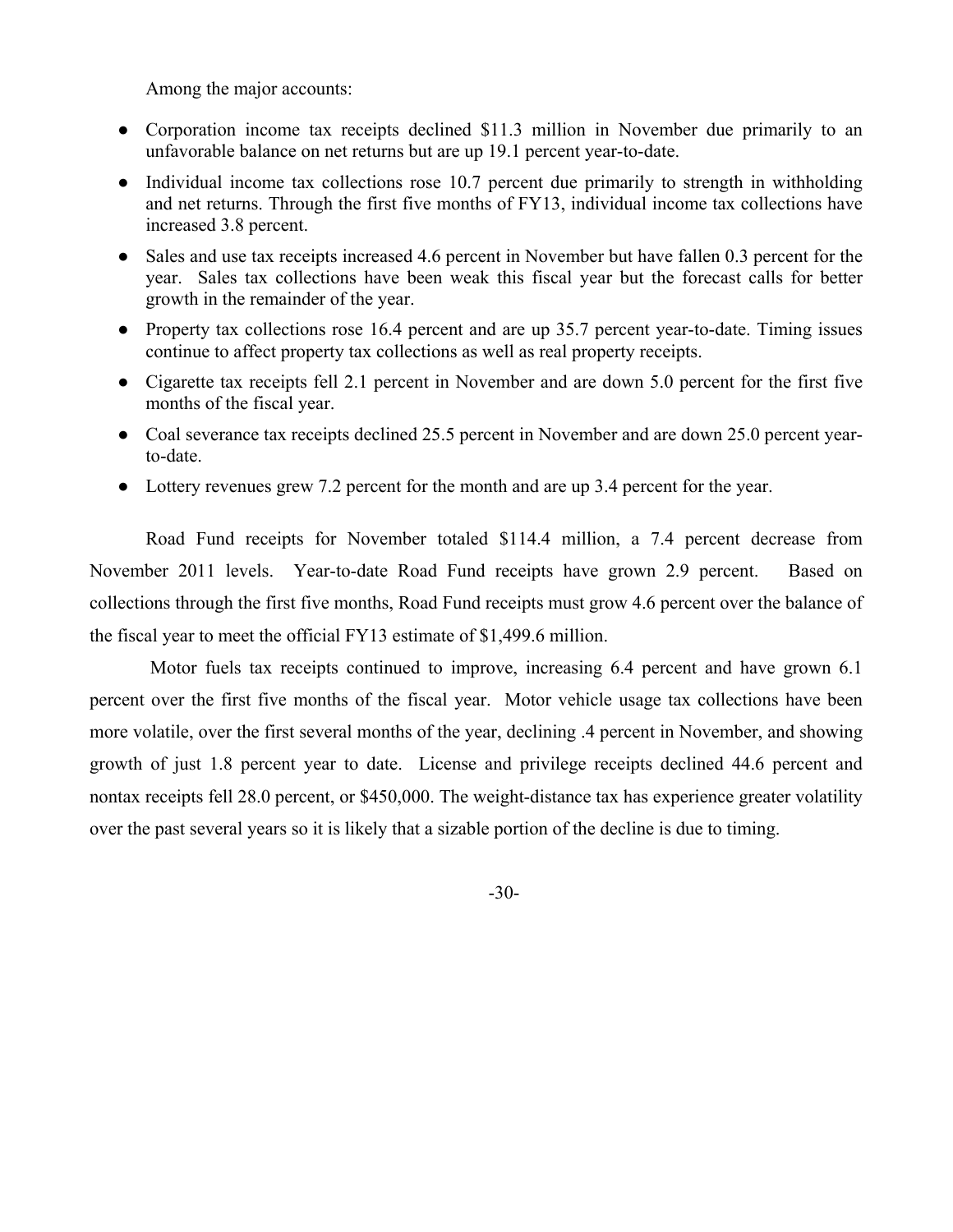Among the major accounts:

- Corporation income tax receipts declined $11.3 million in November due primarily to an unfavorable balance on net returns but are up 19.1 percent year-to-date.
- Individual income tax collections rose 10.7 percent due primarily to strength in withholding and net returns. Through the first five months of FY13, individual income tax collections have increased 3.8 percent.
- Sales and use tax receipts increased 4.6 percent in November but have fallen 0.3 percent for the year. Sales tax collections have been weak this fiscal year but the forecast calls for better growth in the remainder of the year.
- Property tax collections rose 16.4 percent and are up 35.7 percent year-to-date. Timing issues continue to affect property tax collections as well as real property receipts.
- Cigarette tax receipts fell 2.1 percent in November and are down 5.0 percent for the first five months of the fiscal year.
- Coal severance tax receipts declined 25.5 percent in November and are down 25.0 percent year-to-date.
- Lottery revenues grew 7.2 percent for the month and are up 3.4 percent for the year.

Road Fund receipts for November totaled $114.4 million, a 7.4 percent decrease from November 2011 levels. Year-to-date Road Fund receipts have grown 2.9 percent. Based on collections through the first five months, Road Fund receipts must grow 4.6 percent over the balance of the fiscal year to meet the official FY13 estimate of $1,499.6 million.

Motor fuels tax receipts continued to improve, increasing 6.4 percent and have grown 6.1 percent over the first five months of the fiscal year. Motor vehicle usage tax collections have been more volatile, over the first several months of the year, declining .4 percent in November, and showing growth of just 1.8 percent year to date. License and privilege receipts declined 44.6 percent and nontax receipts fell 28.0 percent, or $450,000. The weight-distance tax has experience greater volatility over the past several years so it is likely that a sizable portion of the decline is due to timing.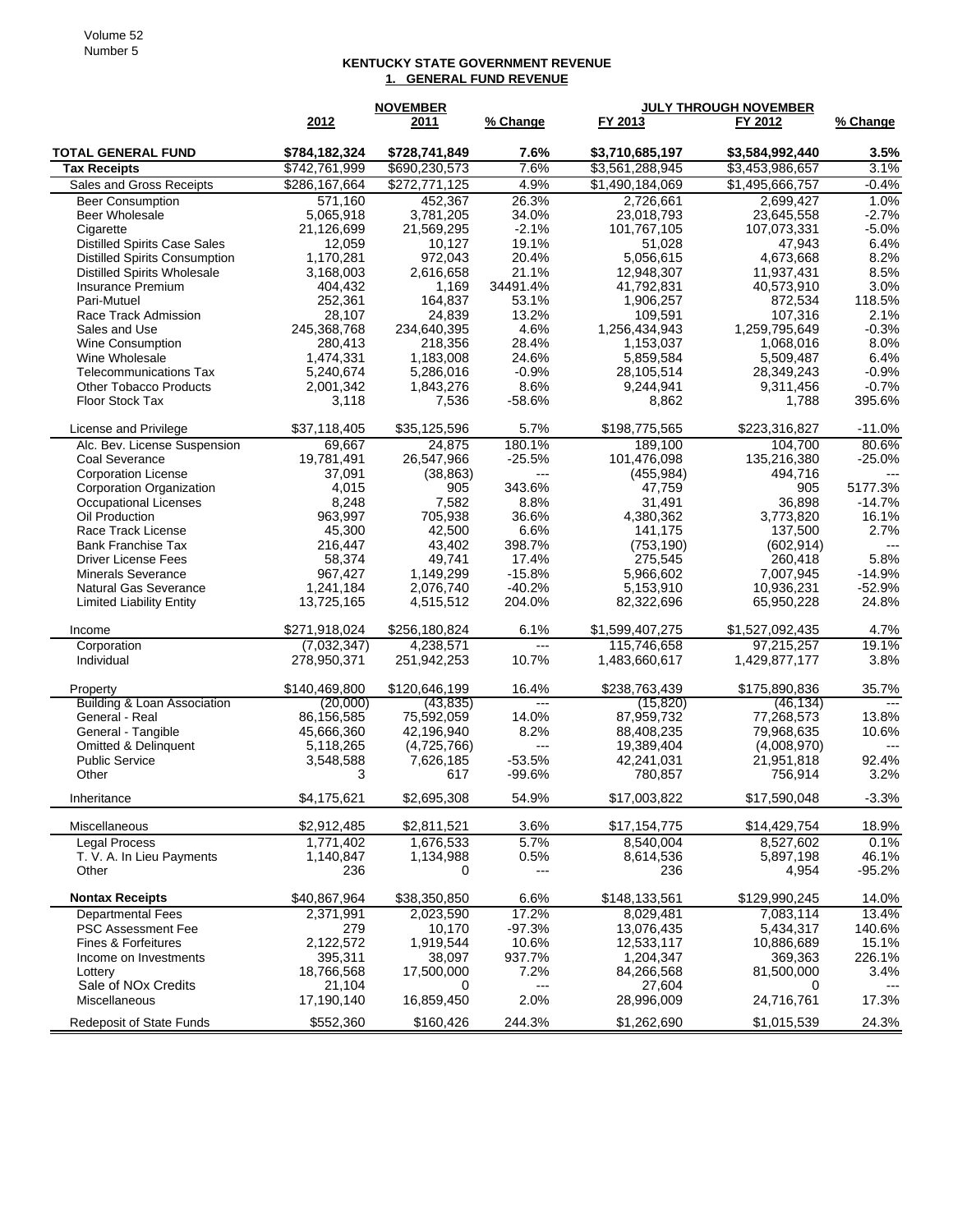# KENTUCKY STATE GOVERNMENT REVENUE

## 1. GENERAL FUND REVENUE

| | NOVEMBER | | | JULY THROUGH NOVEMBER | | |
|---|---|---|---|---|---|---|
| | **2012** | **2011** | **% Change** | **FY 2013** | **FY 2012** | **% Change** |
| **TOTAL GENERAL FUND** | **$784,182,324** | **$728,741,849** | **7.6%** | **$3,710,685,197** | **$3,584,992,440** | **3.5%** |
| **Tax Receipts** | $742,761,999 | $690,230,573 | 7.6% | $3,561,288,945 | $3,453,986,657 | 3.1% |
| Sales and Gross Receipts | $286,167,664 | $272,771,125 | 4.9% | $1,490,184,069 | $1,495,666,757 | -0.4% |
| Beer Consumption | 571,160 | 452,367 | 26.3% | 2,726,661 | 2,699,427 | 1.0% |
| Beer Wholesale | 5,065,918 | 3,781,205 | 34.0% | 23,018,793 | 23,645,558 | -2.7% |
| Cigarette | 21,126,699 | 21,569,295 | -2.1% | 101,767,105 | 107,073,331 | -5.0% |
| Distilled Spirits Case Sales | 12,059 | 10,127 | 19.1% | 51,028 | 47,943 | 6.4% |
| Distilled Spirits Consumption | 1,170,281 | 972,043 | 20.4% | 5,056,615 | 4,673,668 | 8.2% |
| Distilled Spirits Wholesale | 3,168,003 | 2,616,658 | 21.1% | 12,948,307 | 11,937,431 | 8.5% |
| Insurance Premium | 404,432 | 1,169 | 34491.4% | 41,792,831 | 40,573,910 | 3.0% |
| Pari-Mutuel | 252,361 | 164,837 | 53.1% | 1,906,257 | 872,534 | 118.5% |
| Race Track Admission | 28,107 | 24,839 | 13.2% | 109,591 | 107,316 | 2.1% |
| Sales and Use | 245,368,768 | 234,640,395 | 4.6% | 1,256,434,943 | 1,259,795,649 | -0.3% |
| Wine Consumption | 280,413 | 218,356 | 28.4% | 1,153,037 | 1,068,016 | 8.0% |
| Wine Wholesale | 1,474,331 | 1,183,008 | 24.6% | 5,859,584 | 5,509,487 | 6.4% |
| Telecommunications Tax | 5,240,674 | 5,286,016 | -0.9% | 28,105,514 | 28,349,243 | -0.9% |
| Other Tobacco Products | 2,001,342 | 1,843,276 | 8.6% | 9,244,941 | 9,311,456 | -0.7% |
| Floor Stock Tax | 3,118 | 7,536 | -58.6% | 8,862 | 1,788 | 395.6% |
| License and Privilege | $37,118,405 | $35,125,596 | 5.7% | $198,775,565 | $223,316,827 | -11.0% |
| Alc. Bev. License Suspension | 69,667 | 24,875 | 180.1% | 189,100 | 104,700 | 80.6% |
| Coal Severance | 19,781,491 | 26,547,966 | -25.5% | 101,476,098 | 135,216,380 | -25.0% |
| Corporation License | 37,091 | (38,863) | --- | (455,984) | 494,716 | --- |
| Corporation Organization | 4,015 | 905 | 343.6% | 47,759 | 905 | 5177.3% |
| Occupational Licenses | 8,248 | 7,582 | 8.8% | 31,491 | 36,898 | -14.7% |
| Oil Production | 963,997 | 705,938 | 36.6% | 4,380,362 | 3,773,820 | 16.1% |
| Race Track License | 45,300 | 42,500 | 6.6% | 141,175 | 137,500 | 2.7% |
| Bank Franchise Tax | 216,447 | 43,402 | 398.7% | (753,190) | (602,914) | --- |
| Driver License Fees | 58,374 | 49,741 | 17.4% | 275,545 | 260,418 | 5.8% |
| Minerals Severance | 967,427 | 1,149,299 | -15.8% | 5,966,602 | 7,007,945 | -14.9% |
| Natural Gas Severance | 1,241,184 | 2,076,740 | -40.2% | 5,153,910 | 10,936,231 | -52.9% |
| Limited Liability Entity | 13,725,165 | 4,515,512 | 204.0% | 82,322,696 | 65,950,228 | 24.8% |
| Income | $271,918,024 | $256,180,824 | 6.1% | $1,599,407,275 | $1,527,092,435 | 4.7% |
| Corporation | (7,032,347) | 4,238,571 | --- | 115,746,658 | 97,215,257 | 19.1% |
| Individual | 278,950,371 | 251,942,253 | 10.7% | 1,483,660,617 | 1,429,877,177 | 3.8% |
| Property | $140,469,800 | $120,646,199 | 16.4% | $238,763,439 | $175,890,836 | 35.7% |
| Building & Loan Association | (20,000) | (43,835) | --- | (15,820) | (46,134) | --- |
| General - Real | 86,156,585 | 75,592,059 | 14.0% | 87,959,732 | 77,268,573 | 13.8% |
| General - Tangible | 45,666,360 | 42,196,940 | 8.2% | 88,408,235 | 79,968,635 | 10.6% |
| Omitted & Delinquent | 5,118,265 | (4,725,766) | --- | 19,389,404 | (4,008,970) | --- |
| Public Service | 3,548,588 | 7,626,185 | -53.5% | 42,241,031 | 21,951,818 | 92.4% |
| Other | 3 | 617 | -99.6% | 780,857 | 756,914 | 3.2% |
| Inheritance | $4,175,621 | $2,695,308 | 54.9% | $17,003,822 | $17,590,048 | -3.3% |
| Miscellaneous | $2,912,485 | $2,811,521 | 3.6% | $17,154,775 | $14,429,754 | 18.9% |
| Legal Process | 1,771,402 | 1,676,533 | 5.7% | 8,540,004 | 8,527,602 | 0.1% |
| T. V. A. In Lieu Payments | 1,140,847 | 1,134,988 | 0.5% | 8,614,536 | 5,897,198 | 46.1% |
| Other | 236 | 0 | --- | 236 | 4,954 | -95.2% |
| **Nontax Receipts** | $40,867,964 | $38,350,850 | 6.6% | $148,133,561 | $129,990,245 | 14.0% |
| Departmental Fees | 2,371,991 | 2,023,590 | 17.2% | 8,029,481 | 7,083,114 | 13.4% |
| PSC Assessment Fee | 279 | 10,170 | -97.3% | 13,076,435 | 5,434,317 | 140.6% |
| Fines & Forfeitures | 2,122,572 | 1,919,544 | 10.6% | 12,533,117 | 10,886,689 | 15.1% |
| Income on Investments | 395,311 | 38,097 | 937.7% | 1,204,347 | 369,363 | 226.1% |
| Lottery | 18,766,568 | 17,500,000 | 7.2% | 84,266,568 | 81,500,000 | 3.4% |
| Sale of NOx Credits | 21,104 | 0 | --- | 27,604 | 0 | --- |
| Miscellaneous | 17,190,140 | 16,859,450 | 2.0% | 28,996,009 | 24,716,761 | 17.3% |
| Redeposit of State Funds | $552,360 | $160,426 | 244.3% | $1,262,690 | $1,015,539 | 24.3% |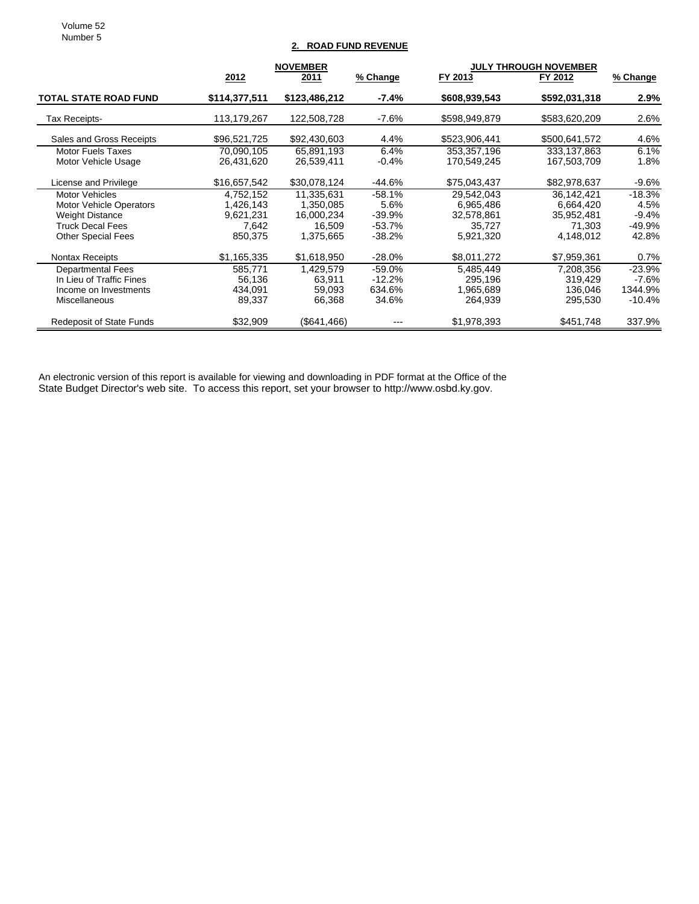## 2. ROAD FUND REVENUE

| | NOVEMBER | | | JULY THROUGH NOVEMBER | | |
|---|---|---|---|---|---|---|
| | 2012 | 2011 | % Change | FY 2013 | FY 2012 | % Change |
| **TOTAL STATE ROAD FUND** | **$114,377,511** | **$123,486,212** | **-7.4%** | **$608,939,543** | **$592,031,318** | **2.9%** |
| Tax Receipts- | 113,179,267 | 122,508,728 | -7.6% | $598,949,879 | $583,620,209 | 2.6% |
| Sales and Gross Receipts | $96,521,725 | $92,430,603 | 4.4% | $523,906,441 | $500,641,572 | 4.6% |
| Motor Fuels Taxes | 70,090,105 | 65,891,193 | 6.4% | 353,357,196 | 333,137,863 | 6.1% |
| Motor Vehicle Usage | 26,431,620 | 26,539,411 | -0.4% | 170,549,245 | 167,503,709 | 1.8% |
| License and Privilege | $16,657,542 | $30,078,124 | -44.6% | $75,043,437 | $82,978,637 | -9.6% |
| Motor Vehicles | 4,752,152 | 11,335,631 | -58.1% | 29,542,043 | 36,142,421 | -18.3% |
| Motor Vehicle Operators | 1,426,143 | 1,350,085 | 5.6% | 6,965,486 | 6,664,420 | 4.5% |
| Weight Distance | 9,621,231 | 16,000,234 | -39.9% | 32,578,861 | 35,952,481 | -9.4% |
| Truck Decal Fees | 7,642 | 16,509 | -53.7% | 35,727 | 71,303 | -49.9% |
| Other Special Fees | 850,375 | 1,375,665 | -38.2% | 5,921,320 | 4,148,012 | 42.8% |
| Nontax Receipts | $1,165,335 | $1,618,950 | -28.0% | $8,011,272 | $7,959,361 | 0.7% |
| Departmental Fees | 585,771 | 1,429,579 | -59.0% | 5,485,449 | 7,208,356 | -23.9% |
| In Lieu of Traffic Fines | 56,136 | 63,911 | -12.2% | 295,196 | 319,429 | -7.6% |
| Income on Investments | 434,091 | 59,093 | 634.6% | 1,965,689 | 136,046 | 1344.9% |
| Miscellaneous | 89,337 | 66,368 | 34.6% | 264,939 | 295,530 | -10.4% |
| Redeposit of State Funds | $32,909 | ($641,466) | --- | $1,978,393 | $451,748 | 337.9% |

An electronic version of this report is available for viewing and downloading in PDF format at the Office of the State Budget Director's web site. To access this report, set your browser to http://www.osbd.ky.gov.